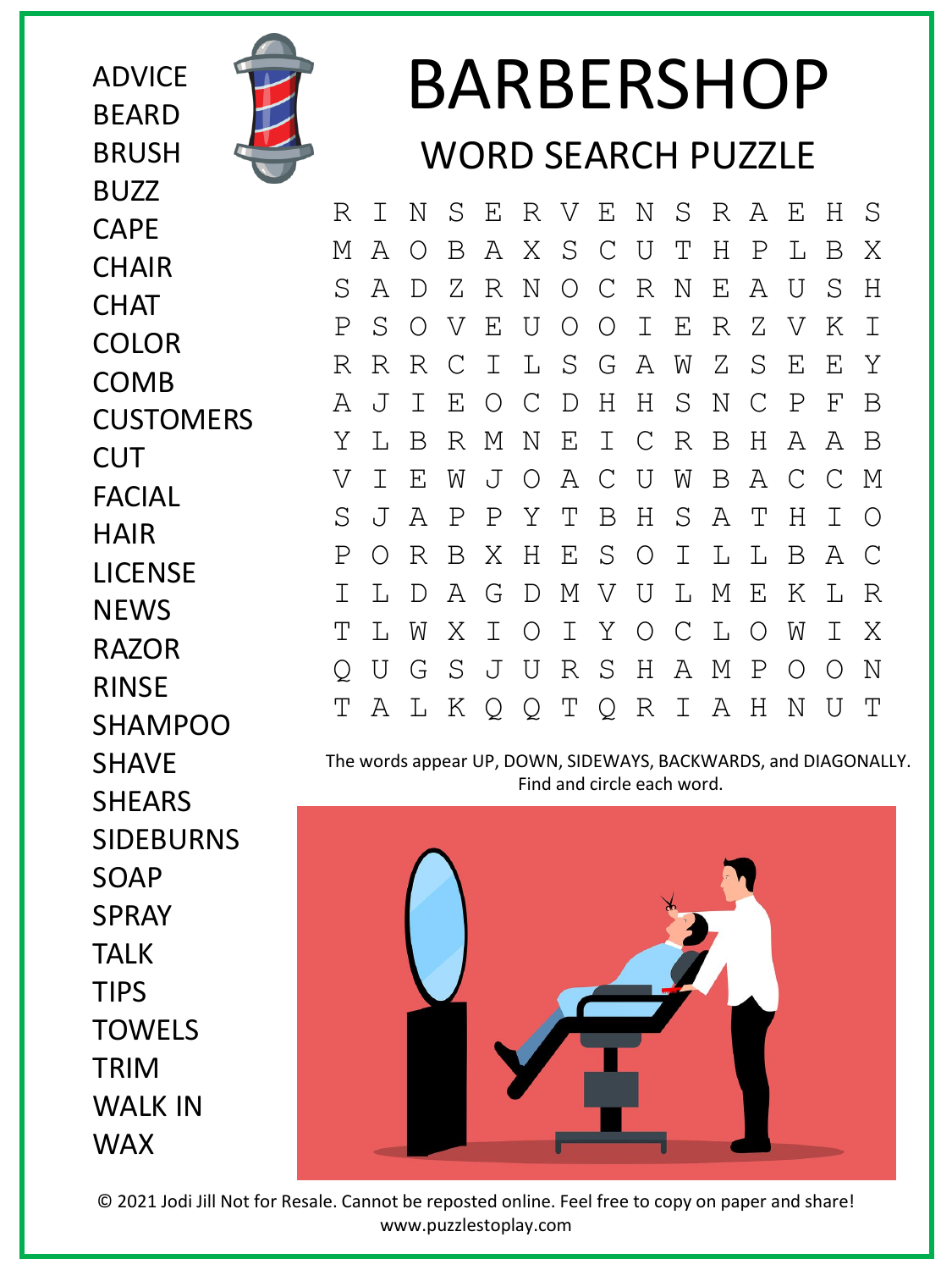# BARBERSHOP

## WORD SEARCH PUZZLE

ADVICE
BEARD
BRUSH
BUZZ
CAPE
CHAIR
CHAT
COLOR
COMB
CUSTOMERS
CUT
FACIAL
HAIR
LICENSE
NEWS
RAZOR
RINSE
SHAMPOO
SHAVE
SHEARS
SIDEBURNS
SOAP
SPRAY
TALK
TIPS
TOWELS
TRIM
WALK IN
WAX

```
R I N S E R V E N S R A E H S
M A O B A X S C U T H P L B X
S A D Z R N O C R N E A U S H
P S O V E U O O I E R Z V K I
R R R C I L S G A W Z S E E Y
A J I E O C D H H S N C P F B
Y L B R M N E I C R B H A A B
V I E W J O A C U W B A C C M
S J A P P Y T B H S A T H I O
P O R B X H E S O I L L B A C
I L D A G D M V U L M E K L R
T L W X I O I Y O C L O W I X
Q U G S J U R S H A M P O O N
T A L K Q Q T Q R I A H N U T
```

The words appear UP, DOWN, SIDEWAYS, BACKWARDS, and DIAGONALLY. Find and circle each word.

© 2021 Jodi Jill Not for Resale. Cannot be reposted online. Feel free to copy on paper and share!
www.puzzlestoplay.com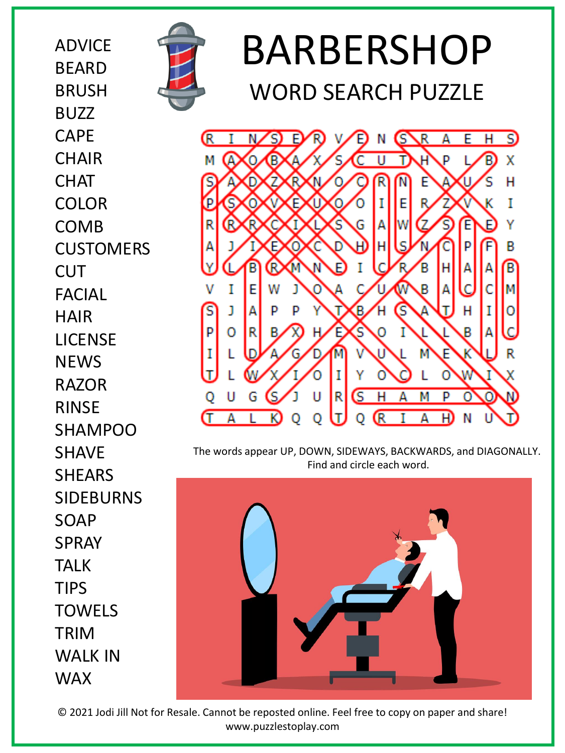# BARBERSHOP

## WORD SEARCH PUZZLE

ADVICE
BEARD
BRUSH
BUZZ
CAPE
CHAIR
CHAT
COLOR
COMB
CUSTOMERS
CUT
FACIAL
HAIR
LICENSE
NEWS
RAZOR
RINSE
SHAMPOO
SHAVE
SHEARS
SIDEBURNS
SOAP
SPRAY
TALK
TIPS
TOWELS
TRIM
WALK IN
WAX

| | | | | | | | | | | | | | | |
|---|---|---|---|---|---|---|---|---|---|---|---|---|---|---|
| R | I | N | S | E | R | V | E | N | S | R | A | E | H | S |
| M | A | O | B | A | X | S | C | U | T | H | P | L | B | X |
| S | A | D | Z | R | N | O | C | R | N | E | A | U | S | H |
| P | S | O | V | E | U | O | O | I | E | R | Z | V | K | I |
| R | R | R | C | I | L | S | G | A | W | Z | S | E | E | Y |
| A | J | I | E | O | C | D | H | H | S | N | C | P | F | B |
| Y | L | B | R | M | N | E | I | C | R | B | H | A | A | B |
| V | I | E | W | J | O | A | C | U | W | B | A | C | C | M |
| S | J | A | P | P | Y | T | B | H | S | A | T | H | I | O |
| P | O | R | B | X | H | E | S | O | I | L | L | B | A | C |
| I | L | D | A | G | D | M | V | U | L | M | E | K | L | R |
| T | L | W | X | I | O | I | Y | O | C | L | O | W | I | X |
| Q | U | G | S | J | U | R | S | H | A | M | P | O | O | N |
| T | A | L | K | Q | Q | T | Q | R | I | A | H | N | U | T |

The words appear UP, DOWN, SIDEWAYS, BACKWARDS, and DIAGONALLY. Find and circle each word.

© 2021 Jodi Jill Not for Resale. Cannot be reposted online. Feel free to copy on paper and share!
www.puzzlestoplay.com